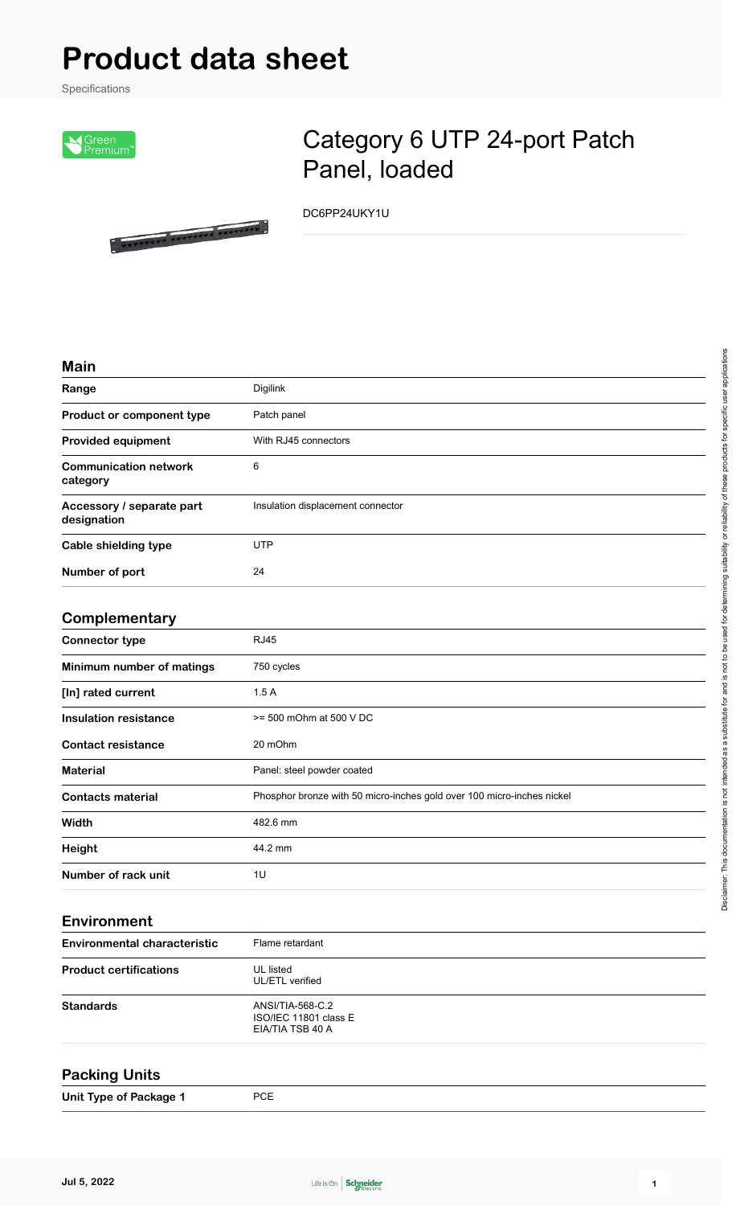# Product data sheet

Specifications

## Category 6 UTP 24-port Patch Panel, loaded

DC6PP24UKY1U

### Main

| | |
|---|---|
| **Range** | Digilink |
| **Product or component type** | Patch panel |
| **Provided equipment** | With RJ45 connectors |
| **Communication network category** | 6 |
| **Accessory / separate part designation** | Insulation displacement connector |
| **Cable shielding type** | UTP |
| **Number of port** | 24 |

### Complementary

| | |
|---|---|
| **Connector type** | RJ45 |
| **Minimum number of matings** | 750 cycles |
| **[In] rated current** | 1.5 A |
| **Insulation resistance** | >= 500 mOhm at 500 V DC |
| **Contact resistance** | 20 mOhm |
| **Material** | Panel: steel powder coated |
| **Contacts material** | Phosphor bronze with 50 micro-inches gold over 100 micro-inches nickel |
| **Width** | 482.6 mm |
| **Height** | 44.2 mm |
| **Number of rack unit** | 1U |

### Environment

| | |
|---|---|
| **Environmental characteristic** | Flame retardant |
| **Product certifications** | UL listed<br>UL/ETL verified |
| **Standards** | ANSI/TIA-568-C.2<br>ISO/IEC 11801 class E<br>EIA/TIA TSB 40 A |

### Packing Units

| | |
|---|---|
| **Unit Type of Package 1** | PCE |

Disclaimer: This documentation is not intended as a substitute for and is not to be used for determining suitability or reliability of these products for specific user applications

Jul 5, 2022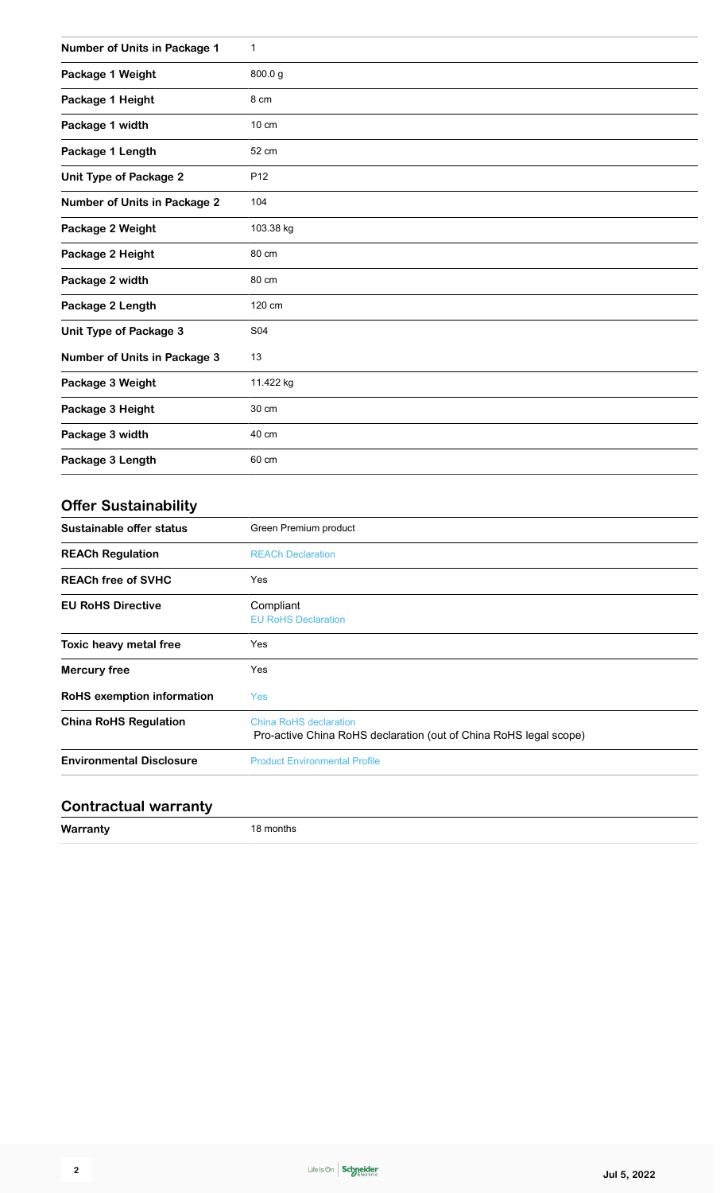| | |
|---|---|
| **Number of Units in Package 1** | 1 |
| **Package 1 Weight** | 800.0 g |
| **Package 1 Height** | 8 cm |
| **Package 1 width** | 10 cm |
| **Package 1 Length** | 52 cm |
| **Unit Type of Package 2** | P12 |
| **Number of Units in Package 2** | 104 |
| **Package 2 Weight** | 103.38 kg |
| **Package 2 Height** | 80 cm |
| **Package 2 width** | 80 cm |
| **Package 2 Length** | 120 cm |
| **Unit Type of Package 3** | S04 |
| **Number of Units in Package 3** | 13 |
| **Package 3 Weight** | 11.422 kg |
| **Package 3 Height** | 30 cm |
| **Package 3 width** | 40 cm |
| **Package 3 Length** | 60 cm |

## Offer Sustainability

| | |
|---|---|
| **Sustainable offer status** | Green Premium product |
| **REACh Regulation** | REACh Declaration |
| **REACh free of SVHC** | Yes |
| **EU RoHS Directive** | Compliant<br>EU RoHS Declaration |
| **Toxic heavy metal free** | Yes |
| **Mercury free** | Yes |
| **RoHS exemption information** | Yes |
| **China RoHS Regulation** | China RoHS declaration<br>Pro-active China RoHS declaration (out of China RoHS legal scope) |
| **Environmental Disclosure** | Product Environmental Profile |

## Contractual warranty

| | |
|---|---|
| **Warranty** | 18 months |